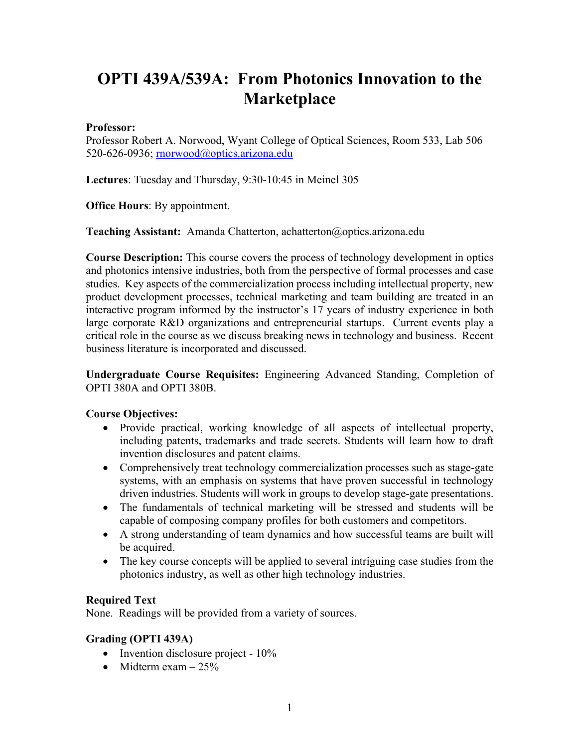# OPTI 439A/539A: From Photonics Innovation to the Marketplace

**Professor:**
Professor Robert A. Norwood, Wyant College of Optical Sciences, Room 533, Lab 506
520-626-0936; rnorwood@optics.arizona.edu

**Lectures**: Tuesday and Thursday, 9:30-10:45 in Meinel 305

**Office Hours**: By appointment.

**Teaching Assistant:** Amanda Chatterton, achatterton@optics.arizona.edu

**Course Description:** This course covers the process of technology development in optics and photonics intensive industries, both from the perspective of formal processes and case studies. Key aspects of the commercialization process including intellectual property, new product development processes, technical marketing and team building are treated in an interactive program informed by the instructor's 17 years of industry experience in both large corporate R&D organizations and entrepreneurial startups. Current events play a critical role in the course as we discuss breaking news in technology and business. Recent business literature is incorporated and discussed.

**Undergraduate Course Requisites:** Engineering Advanced Standing, Completion of OPTI 380A and OPTI 380B.

**Course Objectives:**

- Provide practical, working knowledge of all aspects of intellectual property, including patents, trademarks and trade secrets. Students will learn how to draft invention disclosures and patent claims.
- Comprehensively treat technology commercialization processes such as stage-gate systems, with an emphasis on systems that have proven successful in technology driven industries. Students will work in groups to develop stage-gate presentations.
- The fundamentals of technical marketing will be stressed and students will be capable of composing company profiles for both customers and competitors.
- A strong understanding of team dynamics and how successful teams are built will be acquired.
- The key course concepts will be applied to several intriguing case studies from the photonics industry, as well as other high technology industries.

### Required Text

None. Readings will be provided from a variety of sources.

### Grading (OPTI 439A)

- Invention disclosure project - 10%
- Midterm exam – 25%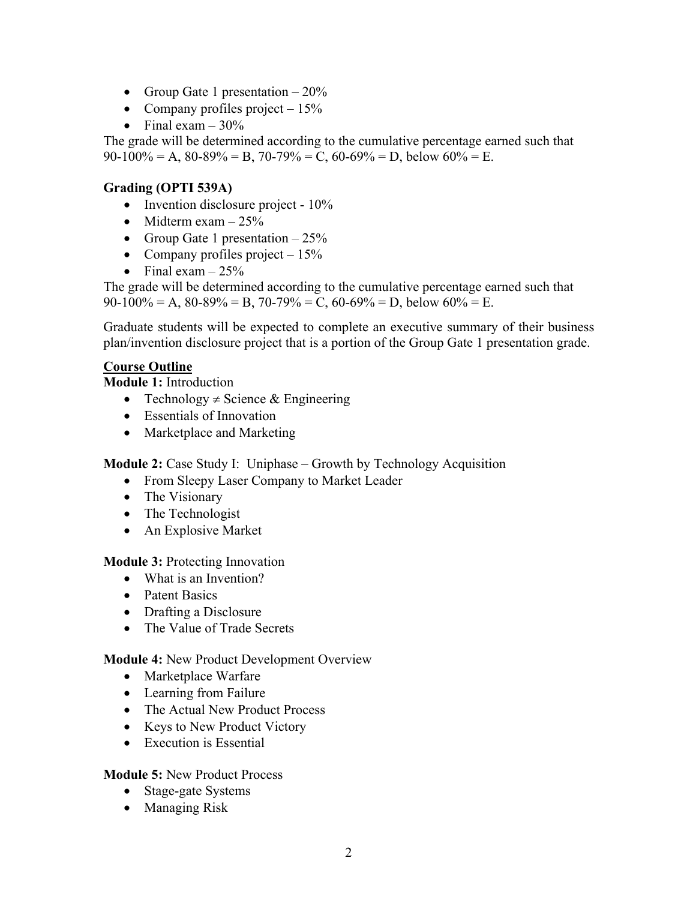- Group Gate 1 presentation – 20%
- Company profiles project – 15%
- Final exam – 30%

The grade will be determined according to the cumulative percentage earned such that 90-100% = A, 80-89% = B, 70-79% = C, 60-69% = D, below 60% = E.

**Grading (OPTI 539A)**

- Invention disclosure project - 10%
- Midterm exam – 25%
- Group Gate 1 presentation – 25%
- Company profiles project – 15%
- Final exam – 25%

The grade will be determined according to the cumulative percentage earned such that 90-100% = A, 80-89% = B, 70-79% = C, 60-69% = D, below 60% = E.

Graduate students will be expected to complete an executive summary of their business plan/invention disclosure project that is a portion of the Group Gate 1 presentation grade.

**Course Outline**

**Module 1:** Introduction

- Technology ≠ Science & Engineering
- Essentials of Innovation
- Marketplace and Marketing

**Module 2:** Case Study I: Uniphase – Growth by Technology Acquisition

- From Sleepy Laser Company to Market Leader
- The Visionary
- The Technologist
- An Explosive Market

**Module 3:** Protecting Innovation

- What is an Invention?
- Patent Basics
- Drafting a Disclosure
- The Value of Trade Secrets

**Module 4:** New Product Development Overview

- Marketplace Warfare
- Learning from Failure
- The Actual New Product Process
- Keys to New Product Victory
- Execution is Essential

**Module 5:** New Product Process

- Stage-gate Systems
- Managing Risk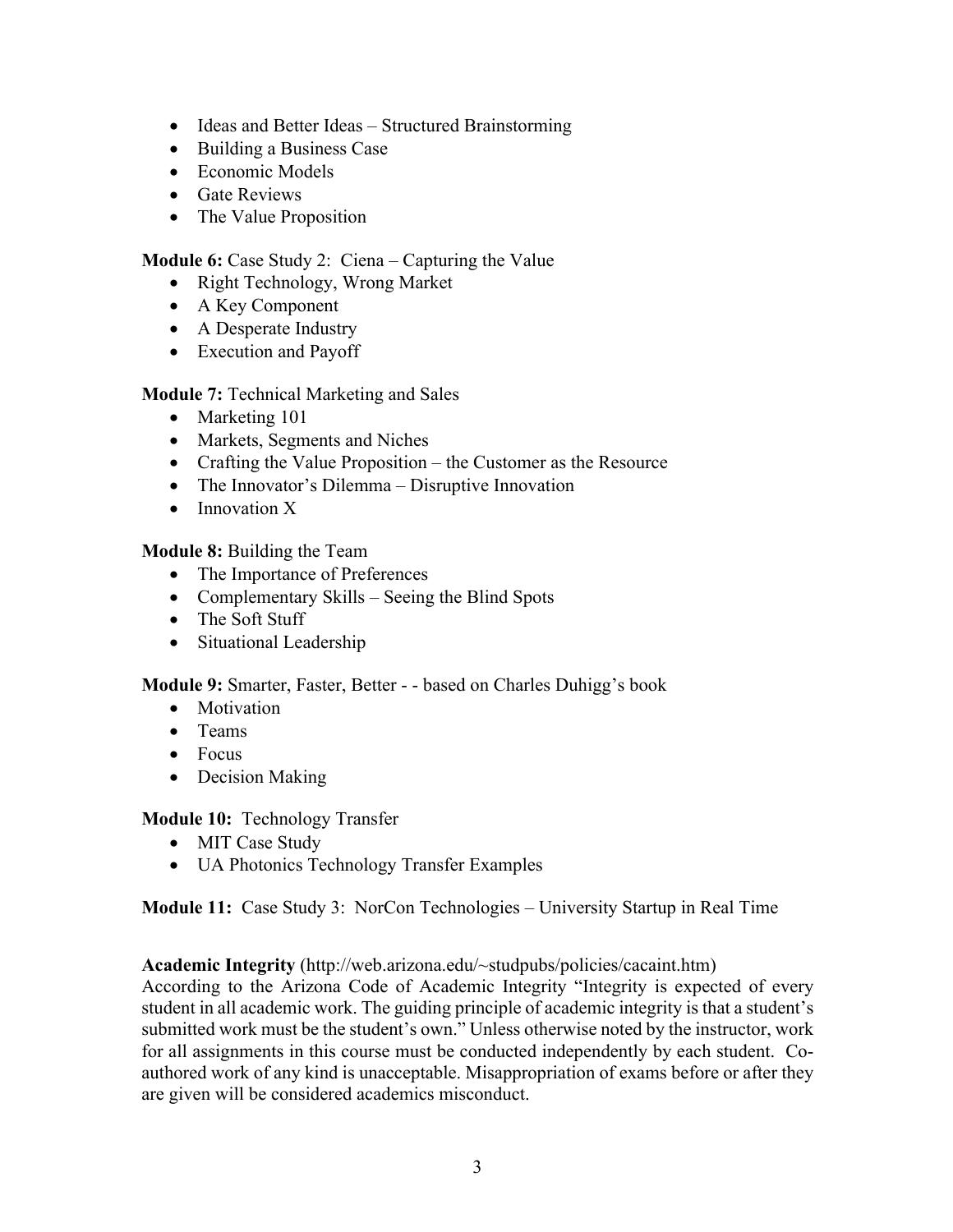- Ideas and Better Ideas – Structured Brainstorming
- Building a Business Case
- Economic Models
- Gate Reviews
- The Value Proposition

**Module 6:** Case Study 2: Ciena – Capturing the Value

- Right Technology, Wrong Market
- A Key Component
- A Desperate Industry
- Execution and Payoff

**Module 7:** Technical Marketing and Sales

- Marketing 101
- Markets, Segments and Niches
- Crafting the Value Proposition – the Customer as the Resource
- The Innovator's Dilemma – Disruptive Innovation
- Innovation X

**Module 8:** Building the Team

- The Importance of Preferences
- Complementary Skills – Seeing the Blind Spots
- The Soft Stuff
- Situational Leadership

**Module 9:** Smarter, Faster, Better - - based on Charles Duhigg's book

- Motivation
- Teams
- Focus
- Decision Making

**Module 10:** Technology Transfer

- MIT Case Study
- UA Photonics Technology Transfer Examples

**Module 11:** Case Study 3: NorCon Technologies – University Startup in Real Time

**Academic Integrity** (http://web.arizona.edu/~studpubs/policies/cacaint.htm)
According to the Arizona Code of Academic Integrity "Integrity is expected of every student in all academic work. The guiding principle of academic integrity is that a student's submitted work must be the student's own." Unless otherwise noted by the instructor, work for all assignments in this course must be conducted independently by each student. Co-authored work of any kind is unacceptable. Misappropriation of exams before or after they are given will be considered academics misconduct.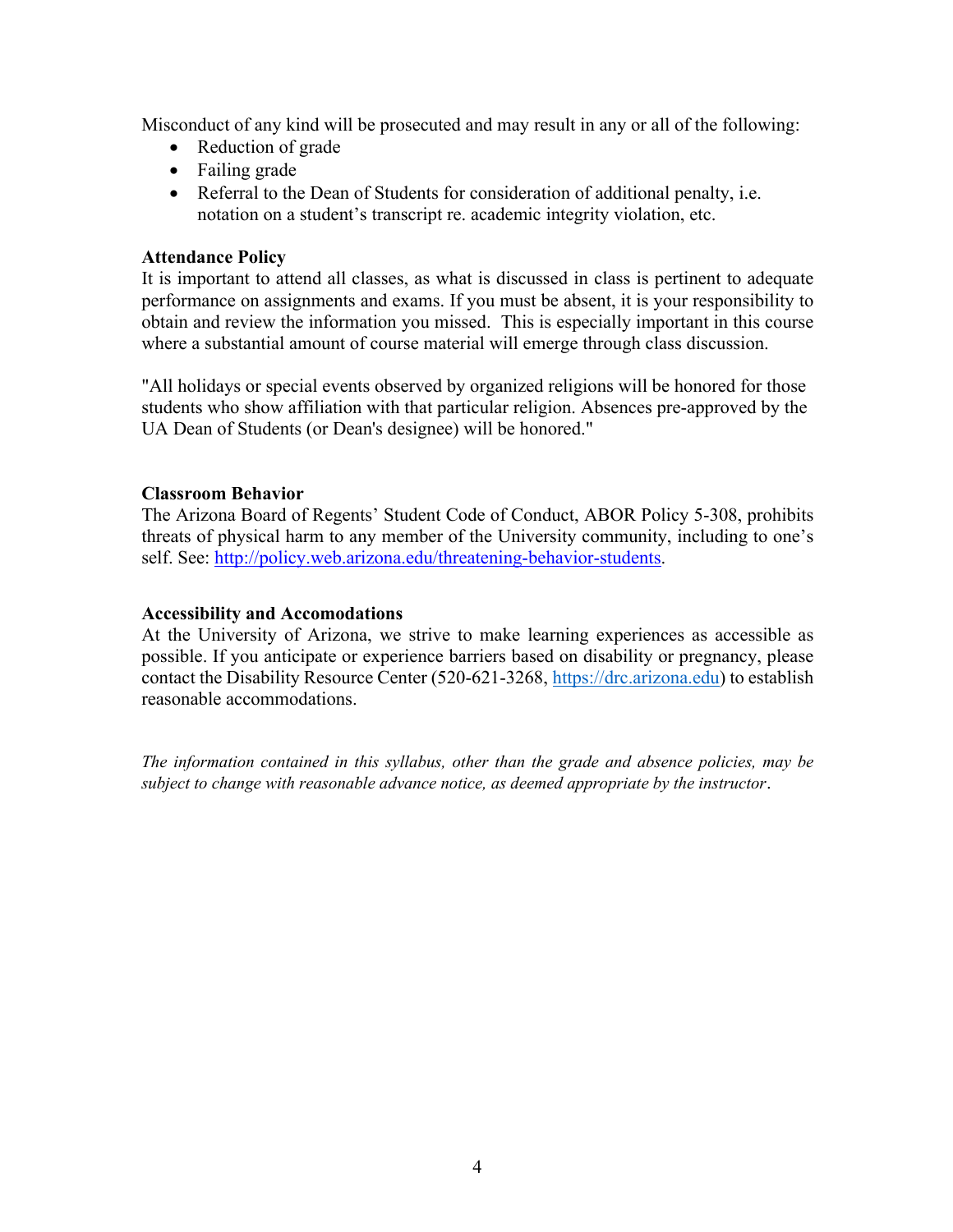Misconduct of any kind will be prosecuted and may result in any or all of the following:

- Reduction of grade
- Failing grade
- Referral to the Dean of Students for consideration of additional penalty, i.e. notation on a student's transcript re. academic integrity violation, etc.

**Attendance Policy**

It is important to attend all classes, as what is discussed in class is pertinent to adequate performance on assignments and exams. If you must be absent, it is your responsibility to obtain and review the information you missed. This is especially important in this course where a substantial amount of course material will emerge through class discussion.

"All holidays or special events observed by organized religions will be honored for those students who show affiliation with that particular religion. Absences pre-approved by the UA Dean of Students (or Dean's designee) will be honored."

**Classroom Behavior**

The Arizona Board of Regents' Student Code of Conduct, ABOR Policy 5-308, prohibits threats of physical harm to any member of the University community, including to one's self. See: http://policy.web.arizona.edu/threatening-behavior-students.

**Accessibility and Accomodations**

At the University of Arizona, we strive to make learning experiences as accessible as possible. If you anticipate or experience barriers based on disability or pregnancy, please contact the Disability Resource Center (520-621-3268, https://drc.arizona.edu) to establish reasonable accommodations.

*The information contained in this syllabus, other than the grade and absence policies, may be subject to change with reasonable advance notice, as deemed appropriate by the instructor.*